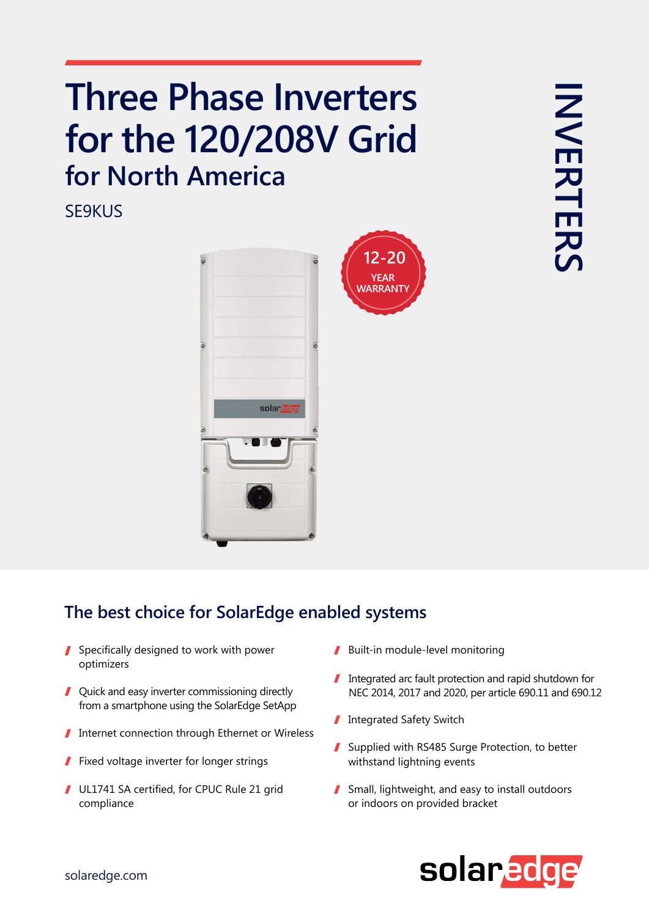# Three Phase Inverters for the 120/208V Grid

## for North America

SE9KUS

12-20 YEAR WARRANTY

INVERTERS

## The best choice for SolarEdge enabled systems

- Specifically designed to work with power optimizers
- Quick and easy inverter commissioning directly from a smartphone using the SolarEdge SetApp
- Internet connection through Ethernet or Wireless
- Fixed voltage inverter for longer strings
- UL1741 SA certified, for CPUC Rule 21 grid compliance
- Built-in module-level monitoring
- Integrated arc fault protection and rapid shutdown for NEC 2014, 2017 and 2020, per article 690.11 and 690.12
- Integrated Safety Switch
- Supplied with RS485 Surge Protection, to better withstand lightning events
- Small, lightweight, and easy to install outdoors or indoors on provided bracket

solaredge.com

solaredge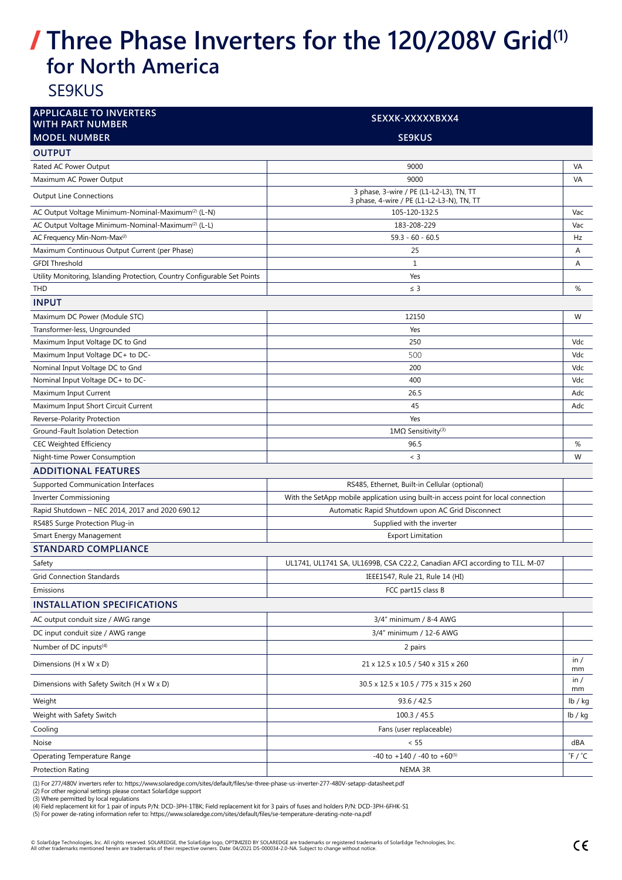# / Three Phase Inverters for the 120/208V Grid(1) for North America

## SE9KUS

| APPLICABLE TO INVERTERS WITH PART NUMBER | SEXXK-XXXXXBXX4 | |
|---|---|---|
| **MODEL NUMBER** | **SE9KUS** | |
| **OUTPUT** | | |
| Rated AC Power Output | 9000 | VA |
| Maximum AC Power Output | 9000 | VA |
| Output Line Connections | 3 phase, 3-wire / PE (L1-L2-L3), TN, TT<br>3 phase, 4-wire / PE (L1-L2-L3-N), TN, TT | |
| AC Output Voltage Minimum-Nominal-Maximum(2) (L-N) | 105-120-132.5 | Vac |
| AC Output Voltage Minimum-Nominal-Maximum(2) (L-L) | 183-208-229 | Vac |
| AC Frequency Min-Nom-Max(2) | 59.3 - 60 - 60.5 | Hz |
| Maximum Continuous Output Current (per Phase) | 25 | A |
| GFDI Threshold | 1 | A |
| Utility Monitoring, Islanding Protection, Country Configurable Set Points | Yes | |
| THD | ≤ 3 | % |
| **INPUT** | | |
| Maximum DC Power (Module STC) | 12150 | W |
| Transformer-less, Ungrounded | Yes | |
| Maximum Input Voltage DC to Gnd | 250 | Vdc |
| Maximum Input Voltage DC+ to DC- | 500 | Vdc |
| Nominal Input Voltage DC to Gnd | 200 | Vdc |
| Nominal Input Voltage DC+ to DC- | 400 | Vdc |
| Maximum Input Current | 26.5 | Adc |
| Maximum Input Short Circuit Current | 45 | Adc |
| Reverse-Polarity Protection | Yes | |
| Ground-Fault Isolation Detection | 1MΩ Sensitivity(3) | |
| CEC Weighted Efficiency | 96.5 | % |
| Night-time Power Consumption | < 3 | W |
| **ADDITIONAL FEATURES** | | |
| Supported Communication Interfaces | RS485, Ethernet, Built-in Cellular (optional) | |
| Inverter Commissioning | With the SetApp mobile application using built-in access point for local connection | |
| Rapid Shutdown – NEC 2014, 2017 and 2020 690.12 | Automatic Rapid Shutdown upon AC Grid Disconnect | |
| RS485 Surge Protection Plug-in | Supplied with the inverter | |
| Smart Energy Management | Export Limitation | |
| **STANDARD COMPLIANCE** | | |
| Safety | UL1741, UL1741 SA, UL1699B, CSA C22.2, Canadian AFCI according to T.I.L. M-07 | |
| Grid Connection Standards | IEEE1547, Rule 21, Rule 14 (HI) | |
| Emissions | FCC part15 class B | |
| **INSTALLATION SPECIFICATIONS** | | |
| AC output conduit size / AWG range | 3/4" minimum / 8-4 AWG | |
| DC input conduit size / AWG range | 3/4" minimum / 12-6 AWG | |
| Number of DC inputs(4) | 2 pairs | |
| Dimensions (H x W x D) | 21 x 12.5 x 10.5 / 540 x 315 x 260 | in / mm |
| Dimensions with Safety Switch (H x W x D) | 30.5 x 12.5 x 10.5 / 775 x 315 x 260 | in / mm |
| Weight | 93.6 / 42.5 | lb / kg |
| Weight with Safety Switch | 100.3 / 45.5 | lb / kg |
| Cooling | Fans (user replaceable) | |
| Noise | < 55 | dBA |
| Operating Temperature Range | -40 to +140 / -40 to +60(5) | ˚F / ˚C |
| Protection Rating | NEMA 3R | |

(1) For 277/480V inverters refer to: https://www.solaredge.com/sites/default/files/se-three-phase-us-inverter-277-480V-setapp-datasheet.pdf
(2) For other regional settings please contact SolarEdge support
(3) Where permitted by local regulations
(4) Field replacement kit for 1 pair of inputs P/N: DCD-3PH-1TBK; Field replacement kit for 3 pairs of fuses and holders P/N: DCD-3PH-6FHK-S1
(5) For power de-rating information refer to: https://www.solaredge.com/sites/default/files/se-temperature-derating-note-na.pdf

© SolarEdge Technologies, Inc. All rights reserved. SOLAREDGE, the SolarEdge logo, OPTIMIZED BY SOLAREDGE are trademarks or registered trademarks of SolarEdge Technologies, Inc. All other trademarks mentioned herein are trademarks of their respective owners. Date: 04/2021 DS-000034-2.0-NA. Subject to change without notice.

CE